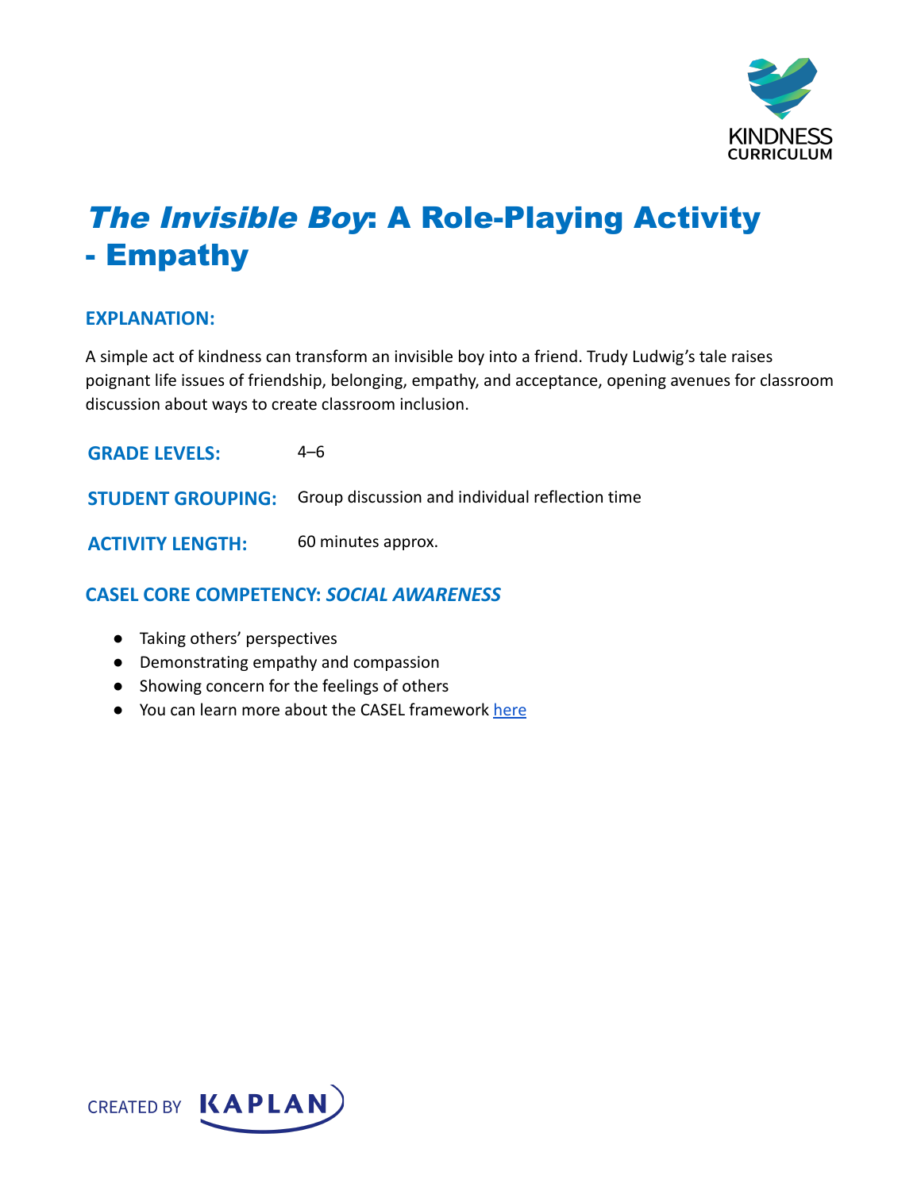# *The Invisible Boy*: A Role-Playing Activity - Empathy

### EXPLANATION:

A simple act of kindness can transform an invisible boy into a friend. Trudy Ludwig's tale raises poignant life issues of friendship, belonging, empathy, and acceptance, opening avenues for classroom discussion about ways to create classroom inclusion.

**GRADE LEVELS:** 4–6

**STUDENT GROUPING:** Group discussion and individual reflection time

**ACTIVITY LENGTH:** 60 minutes approx.

### CASEL CORE COMPETENCY: *SOCIAL AWARENESS*

- Taking others' perspectives
- Demonstrating empathy and compassion
- Showing concern for the feelings of others
- You can learn more about the CASEL framework here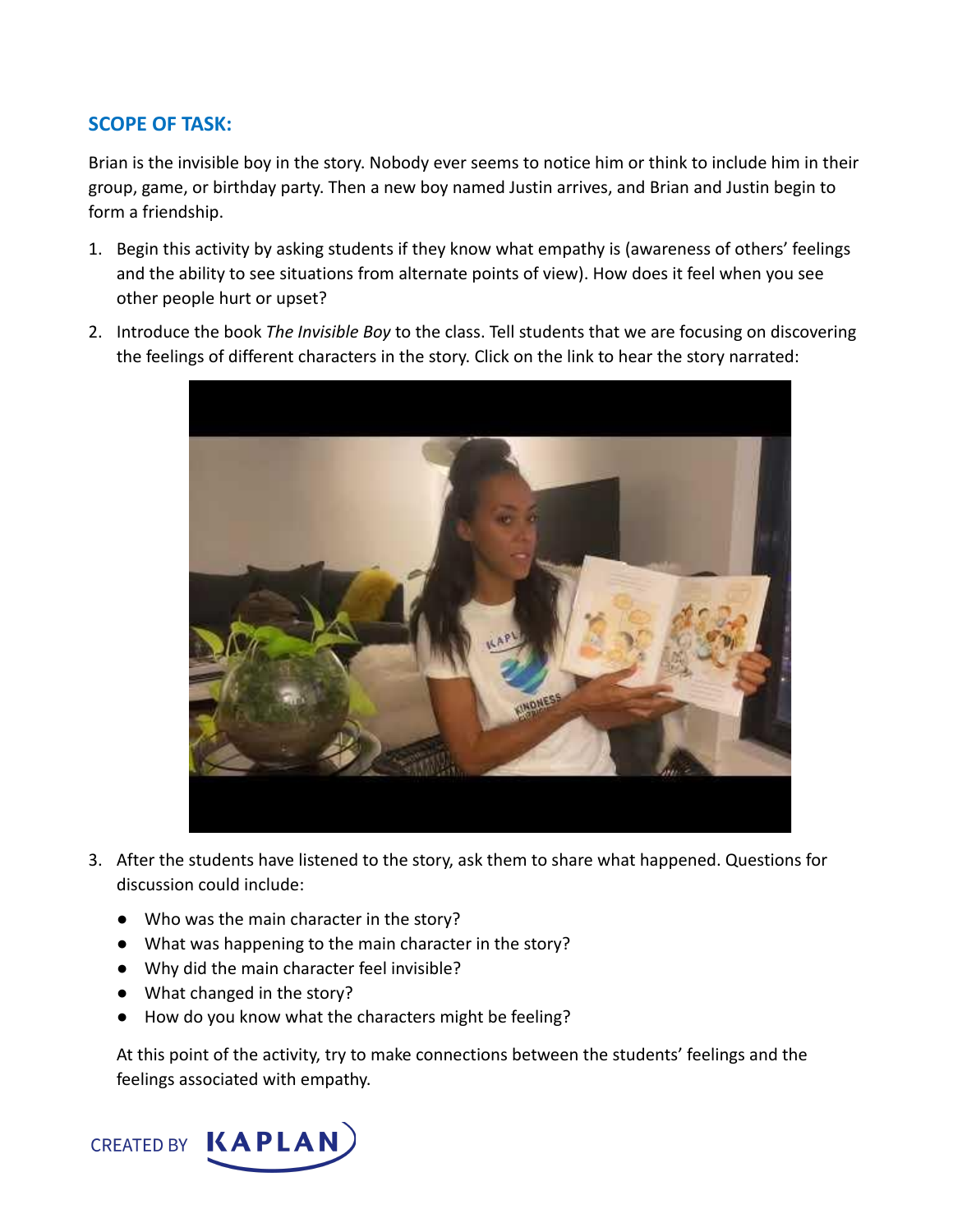## SCOPE OF TASK:

Brian is the invisible boy in the story. Nobody ever seems to notice him or think to include him in their group, game, or birthday party. Then a new boy named Justin arrives, and Brian and Justin begin to form a friendship.

1. Begin this activity by asking students if they know what empathy is (awareness of others' feelings and the ability to see situations from alternate points of view). How does it feel when you see other people hurt or upset?
2. Introduce the book *The Invisible Boy* to the class. Tell students that we are focusing on discovering the feelings of different characters in the story. Click on the link to hear the story narrated:
3. After the students have listened to the story, ask them to share what happened. Questions for discussion could include:
   - Who was the main character in the story?
   - What was happening to the main character in the story?
   - Why did the main character feel invisible?
   - What changed in the story?
   - How do you know what the characters might be feeling?

   At this point of the activity, try to make connections between the students' feelings and the feelings associated with empathy.

CREATED BY KAPLAN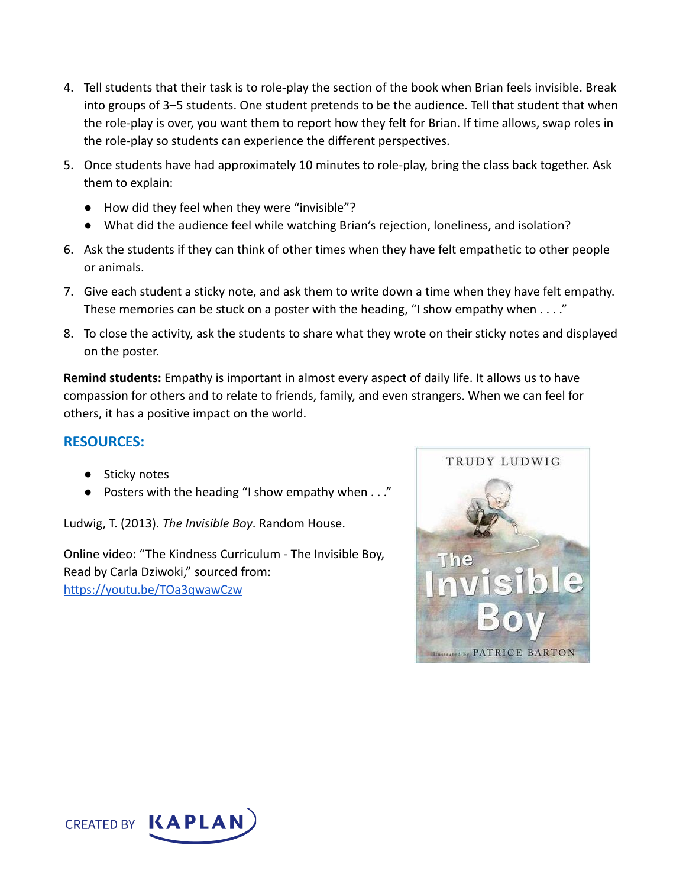4. Tell students that their task is to role-play the section of the book when Brian feels invisible. Break into groups of 3–5 students. One student pretends to be the audience. Tell that student that when the role-play is over, you want them to report how they felt for Brian. If time allows, swap roles in the role-play so students can experience the different perspectives.

5. Once students have had approximately 10 minutes to role-play, bring the class back together. Ask them to explain:
   - How did they feel when they were "invisible"?
   - What did the audience feel while watching Brian's rejection, loneliness, and isolation?

6. Ask the students if they can think of other times when they have felt empathetic to other people or animals.

7. Give each student a sticky note, and ask them to write down a time when they have felt empathy. These memories can be stuck on a poster with the heading, "I show empathy when . . . ."

8. To close the activity, ask the students to share what they wrote on their sticky notes and displayed on the poster.

**Remind students:** Empathy is important in almost every aspect of daily life. It allows us to have compassion for others and to relate to friends, family, and even strangers. When we can feel for others, it has a positive impact on the world.

## RESOURCES:

- Sticky notes
- Posters with the heading "I show empathy when . . ."

Ludwig, T. (2013). *The Invisible Boy*. Random House.

Online video: "The Kindness Curriculum - The Invisible Boy, Read by Carla Dziwoki," sourced from: https://youtu.be/TOa3qwawCzw

CREATED BY KAPLAN